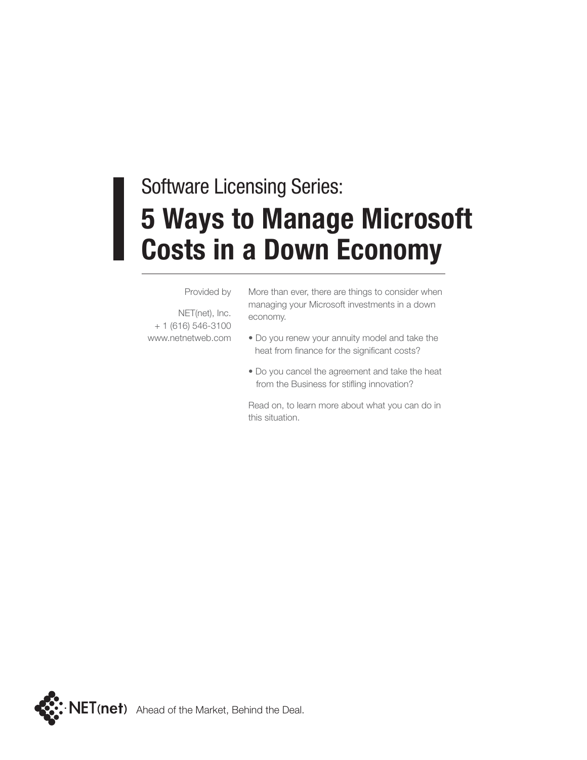Software Licensing Series:

# 5 Ways to Manage Microsoft Costs in a Down Economy

Provided by

NET(net), Inc.
+ 1 (616) 546-3100
www.netnetweb.com

More than ever, there are things to consider when managing your Microsoft investments in a down economy.

- Do you renew your annuity model and take the heat from finance for the significant costs?
- Do you cancel the agreement and take the heat from the Business for stifling innovation?

Read on, to learn more about what you can do in this situation.

NET(net) Ahead of the Market, Behind the Deal.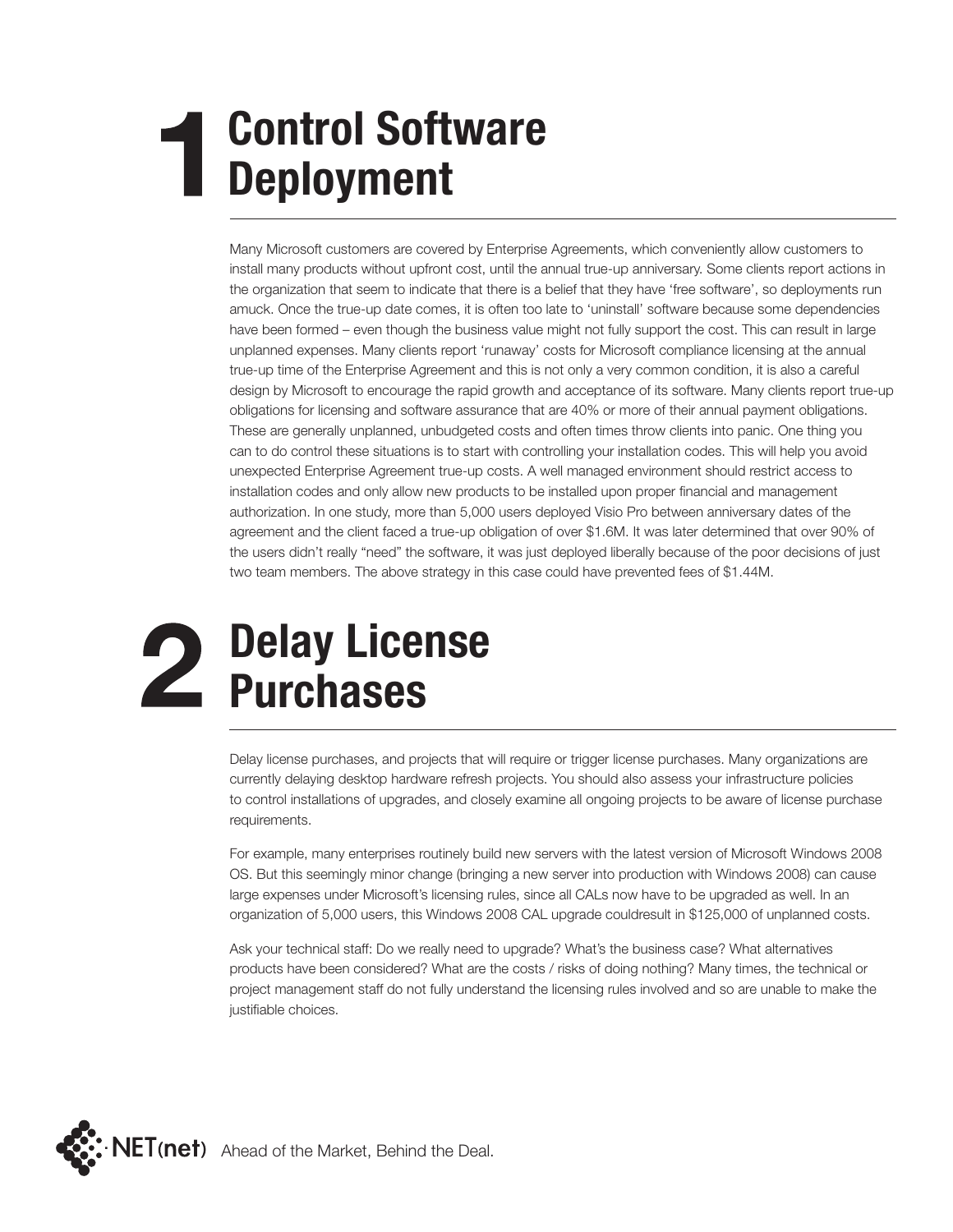# 1 Control Software Deployment

Many Microsoft customers are covered by Enterprise Agreements, which conveniently allow customers to install many products without upfront cost, until the annual true-up anniversary. Some clients report actions in the organization that seem to indicate that there is a belief that they have 'free software', so deployments run amuck. Once the true-up date comes, it is often too late to 'uninstall' software because some dependencies have been formed – even though the business value might not fully support the cost. This can result in large unplanned expenses. Many clients report 'runaway' costs for Microsoft compliance licensing at the annual true-up time of the Enterprise Agreement and this is not only a very common condition, it is also a careful design by Microsoft to encourage the rapid growth and acceptance of its software. Many clients report true-up obligations for licensing and software assurance that are 40% or more of their annual payment obligations. These are generally unplanned, unbudgeted costs and often times throw clients into panic. One thing you can to do control these situations is to start with controlling your installation codes. This will help you avoid unexpected Enterprise Agreement true-up costs. A well managed environment should restrict access to installation codes and only allow new products to be installed upon proper financial and management authorization. In one study, more than 5,000 users deployed Visio Pro between anniversary dates of the agreement and the client faced a true-up obligation of over $1.6M. It was later determined that over 90% of the users didn't really "need" the software, it was just deployed liberally because of the poor decisions of just two team members. The above strategy in this case could have prevented fees of $1.44M.

# 2 Delay License Purchases

Delay license purchases, and projects that will require or trigger license purchases. Many organizations are currently delaying desktop hardware refresh projects. You should also assess your infrastructure policies to control installations of upgrades, and closely examine all ongoing projects to be aware of license purchase requirements.

For example, many enterprises routinely build new servers with the latest version of Microsoft Windows 2008 OS. But this seemingly minor change (bringing a new server into production with Windows 2008) can cause large expenses under Microsoft's licensing rules, since all CALs now have to be upgraded as well. In an organization of 5,000 users, this Windows 2008 CAL upgrade couldresult in $125,000 of unplanned costs.

Ask your technical staff: Do we really need to upgrade? What's the business case? What alternatives products have been considered? What are the costs / risks of doing nothing? Many times, the technical or project management staff do not fully understand the licensing rules involved and so are unable to make the justifiable choices.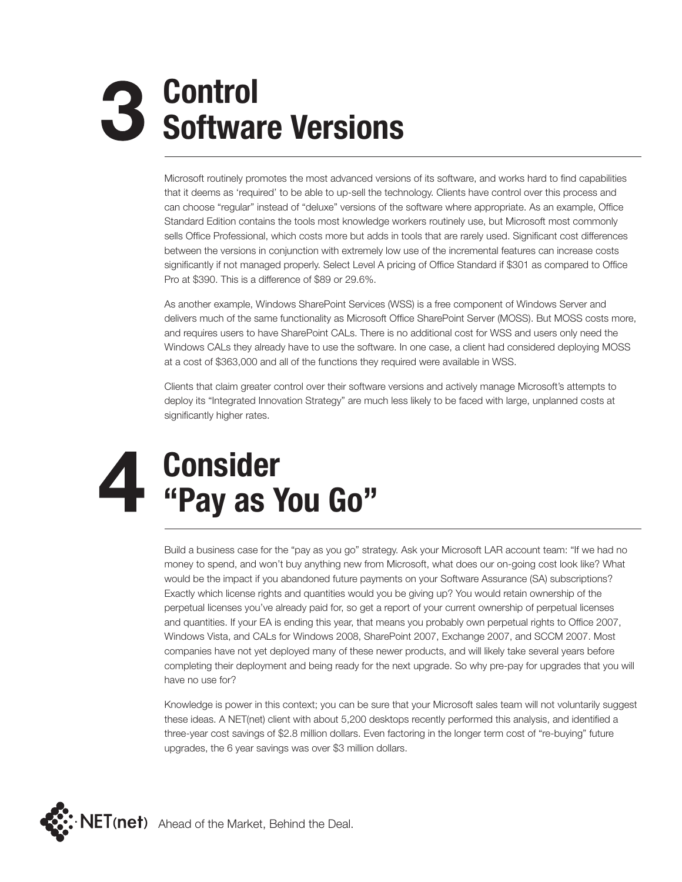# 3 Control Software Versions

Microsoft routinely promotes the most advanced versions of its software, and works hard to find capabilities that it deems as 'required' to be able to up-sell the technology. Clients have control over this process and can choose "regular" instead of "deluxe" versions of the software where appropriate. As an example, Office Standard Edition contains the tools most knowledge workers routinely use, but Microsoft most commonly sells Office Professional, which costs more but adds in tools that are rarely used. Significant cost differences between the versions in conjunction with extremely low use of the incremental features can increase costs significantly if not managed properly. Select Level A pricing of Office Standard if $301 as compared to Office Pro at $390. This is a difference of $89 or 29.6%.

As another example, Windows SharePoint Services (WSS) is a free component of Windows Server and delivers much of the same functionality as Microsoft Office SharePoint Server (MOSS). But MOSS costs more, and requires users to have SharePoint CALs. There is no additional cost for WSS and users only need the Windows CALs they already have to use the software. In one case, a client had considered deploying MOSS at a cost of $363,000 and all of the functions they required were available in WSS.

Clients that claim greater control over their software versions and actively manage Microsoft's attempts to deploy its "Integrated Innovation Strategy" are much less likely to be faced with large, unplanned costs at significantly higher rates.

# 4 Consider "Pay as You Go"

Build a business case for the "pay as you go" strategy. Ask your Microsoft LAR account team: "If we had no money to spend, and won't buy anything new from Microsoft, what does our on-going cost look like? What would be the impact if you abandoned future payments on your Software Assurance (SA) subscriptions? Exactly which license rights and quantities would you be giving up? You would retain ownership of the perpetual licenses you've already paid for, so get a report of your current ownership of perpetual licenses and quantities. If your EA is ending this year, that means you probably own perpetual rights to Office 2007, Windows Vista, and CALs for Windows 2008, SharePoint 2007, Exchange 2007, and SCCM 2007. Most companies have not yet deployed many of these newer products, and will likely take several years before completing their deployment and being ready for the next upgrade. So why pre-pay for upgrades that you will have no use for?

Knowledge is power in this context; you can be sure that your Microsoft sales team will not voluntarily suggest these ideas. A NET(net) client with about 5,200 desktops recently performed this analysis, and identified a three-year cost savings of $2.8 million dollars. Even factoring in the longer term cost of "re-buying" future upgrades, the 6 year savings was over $3 million dollars.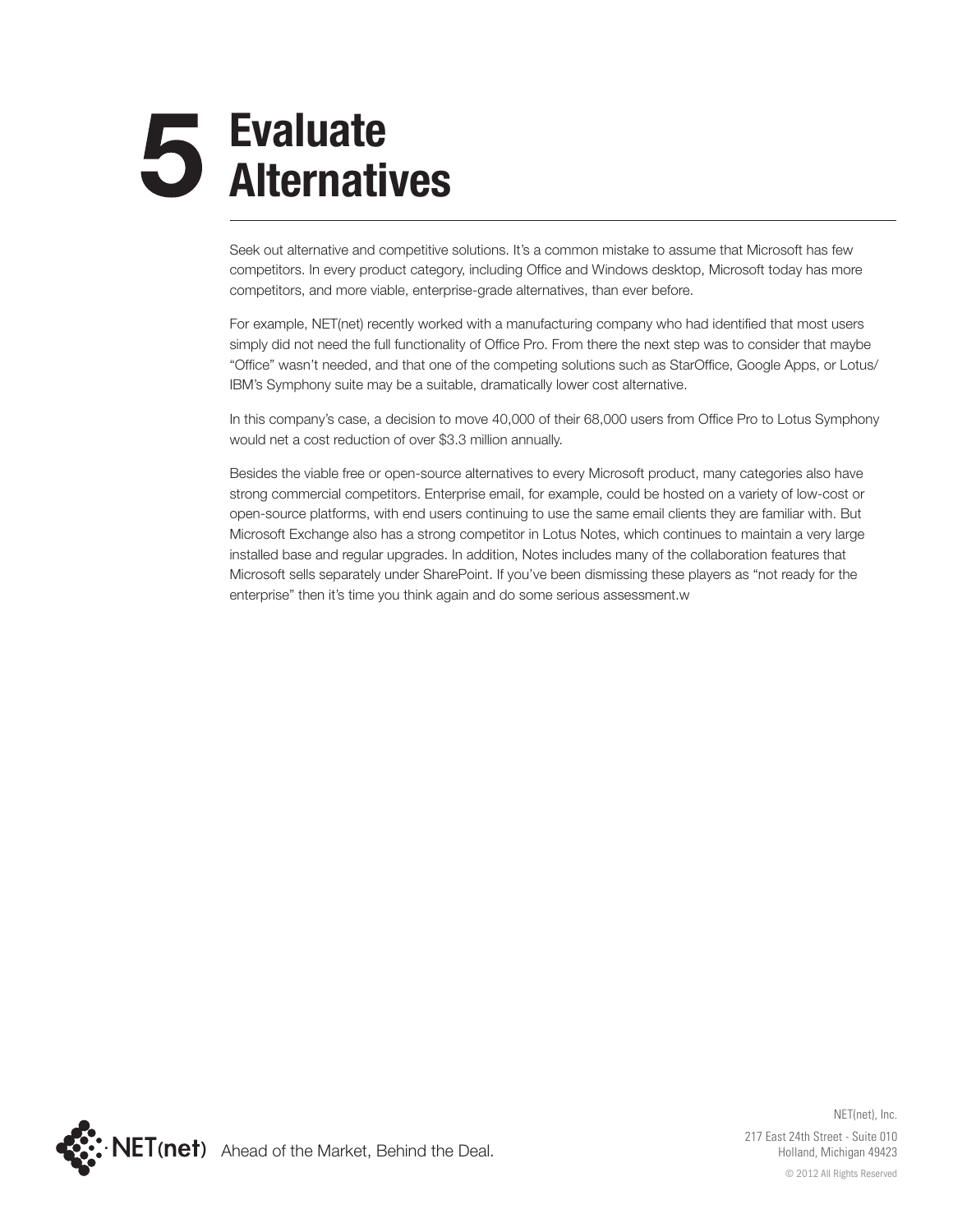# 5 Evaluate Alternatives

Seek out alternative and competitive solutions. It's a common mistake to assume that Microsoft has few competitors. In every product category, including Office and Windows desktop, Microsoft today has more competitors, and more viable, enterprise-grade alternatives, than ever before.

For example, NET(net) recently worked with a manufacturing company who had identified that most users simply did not need the full functionality of Office Pro. From there the next step was to consider that maybe "Office" wasn't needed, and that one of the competing solutions such as StarOffice, Google Apps, or Lotus/IBM's Symphony suite may be a suitable, dramatically lower cost alternative.

In this company's case, a decision to move 40,000 of their 68,000 users from Office Pro to Lotus Symphony would net a cost reduction of over $3.3 million annually.

Besides the viable free or open-source alternatives to every Microsoft product, many categories also have strong commercial competitors. Enterprise email, for example, could be hosted on a variety of low-cost or open-source platforms, with end users continuing to use the same email clients they are familiar with. But Microsoft Exchange also has a strong competitor in Lotus Notes, which continues to maintain a very large installed base and regular upgrades. In addition, Notes includes many of the collaboration features that Microsoft sells separately under SharePoint. If you've been dismissing these players as "not ready for the enterprise" then it's time you think again and do some serious assessment.w

NET(net) Ahead of the Market, Behind the Deal.

NET(net), Inc.
217 East 24th Street - Suite 010
Holland, Michigan 49423
© 2012 All Rights Reserved